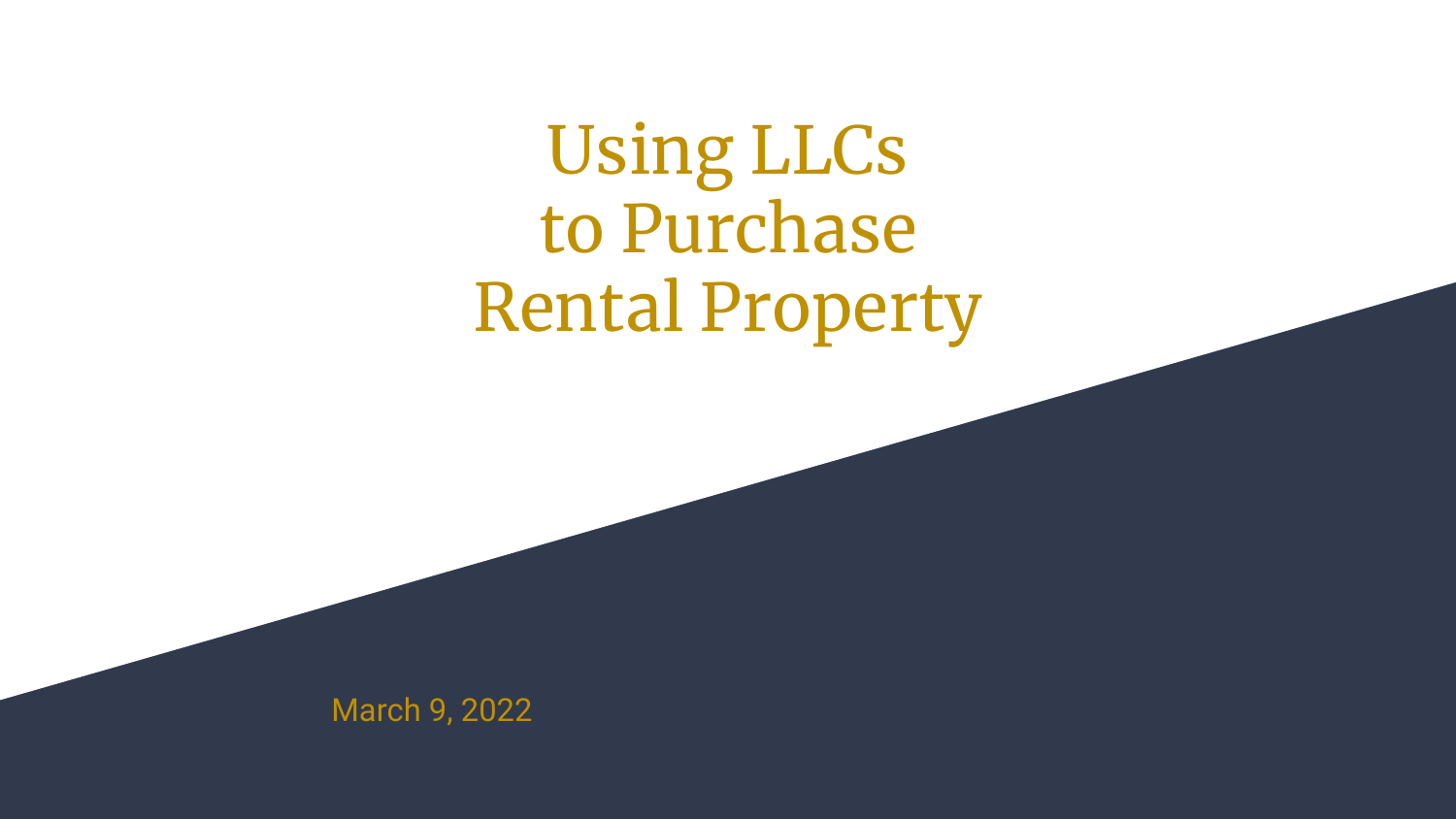# Using LLCs to Purchase Rental Property

March 9, 2022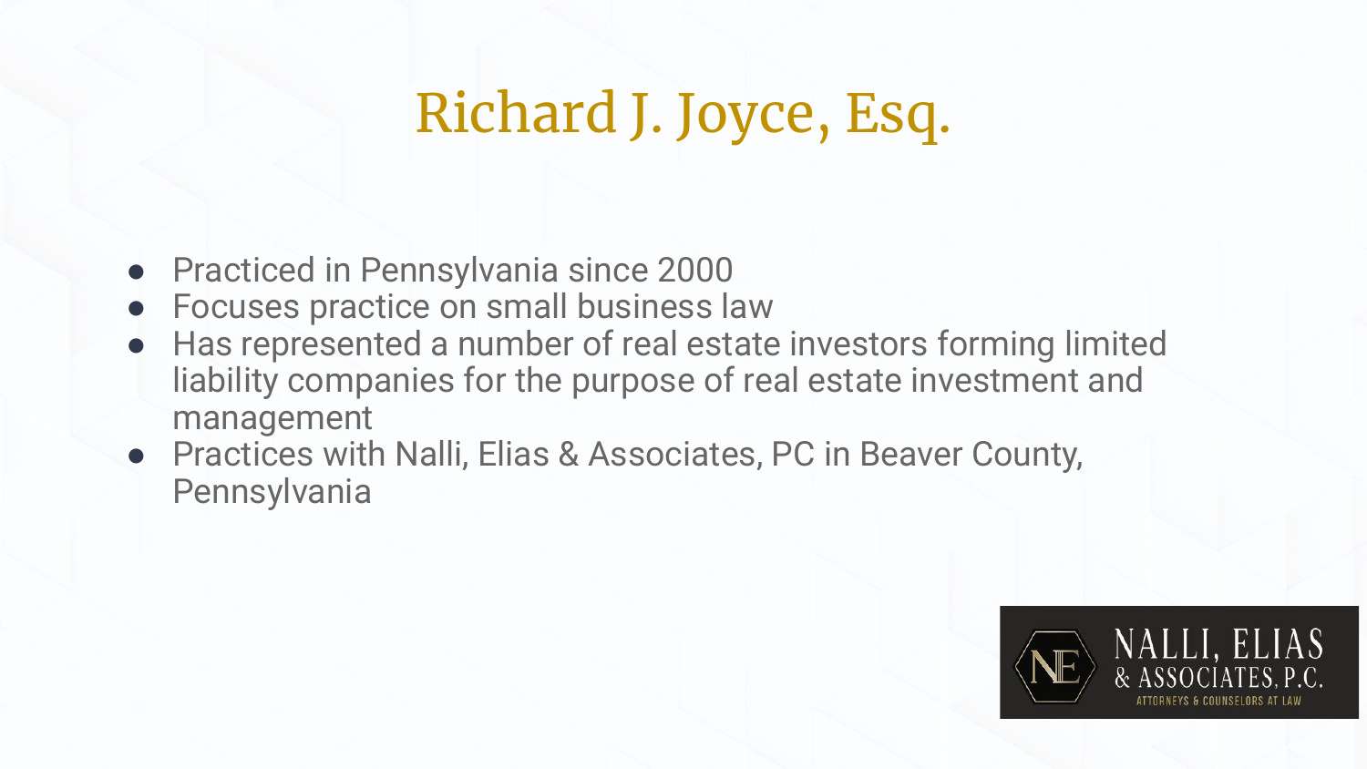# Richard J. Joyce, Esq.

- Practiced in Pennsylvania since 2000
- Focuses practice on small business law
- Has represented a number of real estate investors forming limited liability companies for the purpose of real estate investment and management
- Practices with Nalli, Elias & Associates, PC in Beaver County, Pennsylvania

NALLI, ELIAS & ASSOCIATES, P.C.
ATTORNEYS & COUNSELORS AT LAW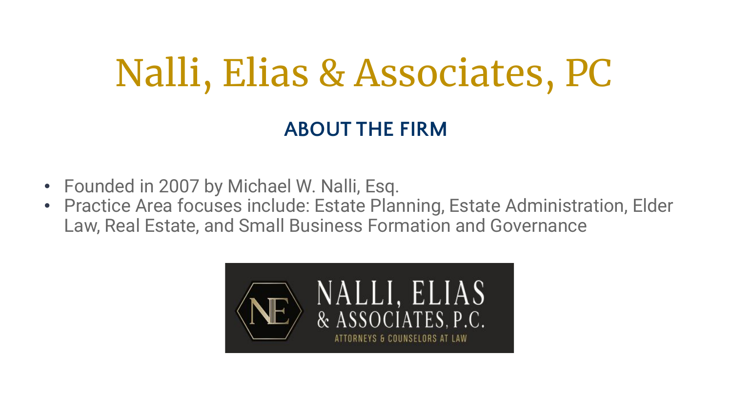# Nalli, Elias & Associates, PC

## ABOUT THE FIRM

- Founded in 2007 by Michael W. Nalli, Esq.
- Practice Area focuses include: Estate Planning, Estate Administration, Elder Law, Real Estate, and Small Business Formation and Governance

NALLI, ELIAS & ASSOCIATES, P.C.
ATTORNEYS & COUNSELORS AT LAW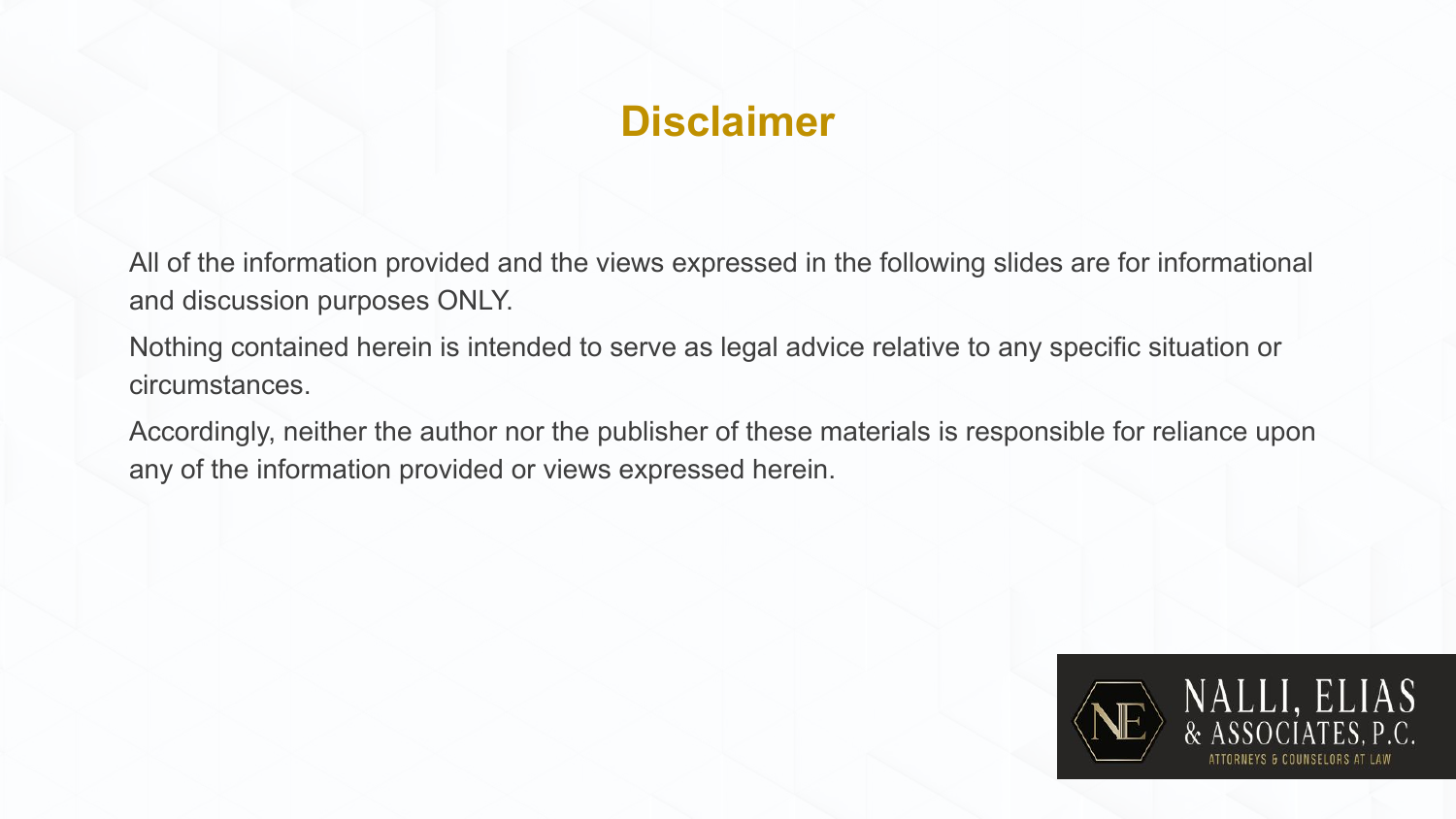# Disclaimer

All of the information provided and the views expressed in the following slides are for informational and discussion purposes ONLY.

Nothing contained herein is intended to serve as legal advice relative to any specific situation or circumstances.

Accordingly, neither the author nor the publisher of these materials is responsible for reliance upon any of the information provided or views expressed herein.

NALLI, ELIAS & ASSOCIATES, P.C.
ATTORNEYS & COUNSELORS AT LAW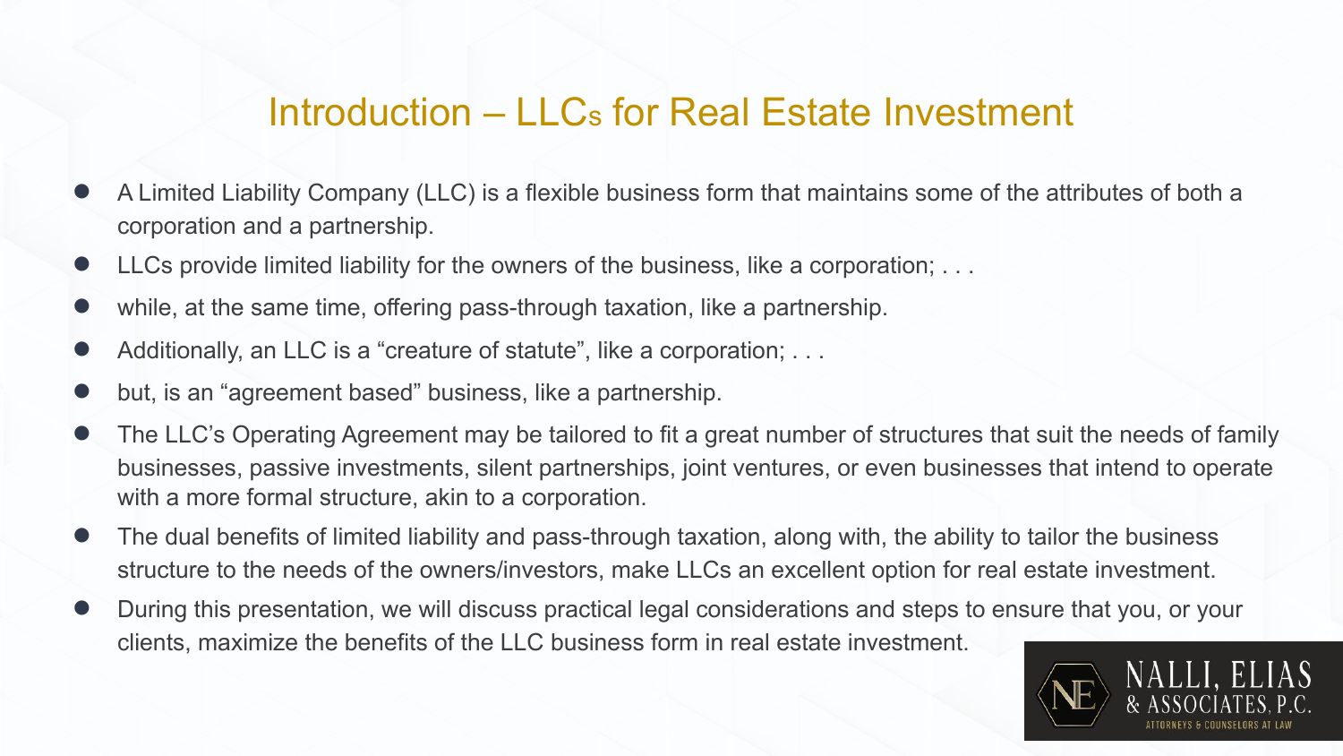# Introduction – LLCs for Real Estate Investment

- A Limited Liability Company (LLC) is a flexible business form that maintains some of the attributes of both a corporation and a partnership.
- LLCs provide limited liability for the owners of the business, like a corporation; . . .
- while, at the same time, offering pass-through taxation, like a partnership.
- Additionally, an LLC is a "creature of statute", like a corporation; . . .
- but, is an "agreement based" business, like a partnership.
- The LLC's Operating Agreement may be tailored to fit a great number of structures that suit the needs of family businesses, passive investments, silent partnerships, joint ventures, or even businesses that intend to operate with a more formal structure, akin to a corporation.
- The dual benefits of limited liability and pass-through taxation, along with, the ability to tailor the business structure to the needs of the owners/investors, make LLCs an excellent option for real estate investment.
- During this presentation, we will discuss practical legal considerations and steps to ensure that you, or your clients, maximize the benefits of the LLC business form in real estate investment.

NALLI, ELIAS & ASSOCIATES, P.C.
ATTORNEYS & COUNSELORS AT LAW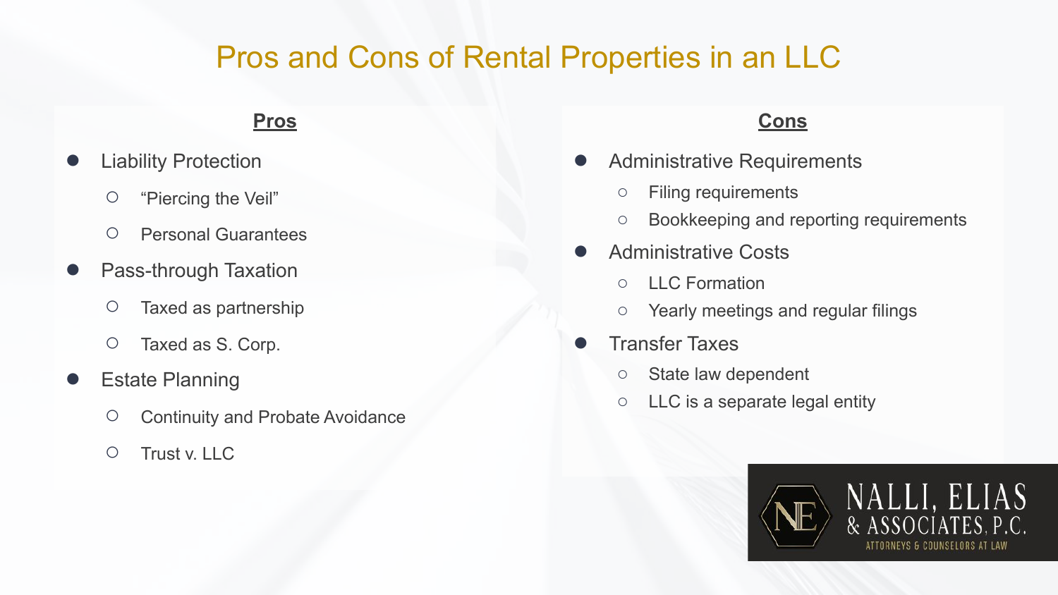# Pros and Cons of Rental Properties in an LLC

## Pros

- Liability Protection
  - "Piercing the Veil"
  - Personal Guarantees
- Pass-through Taxation
  - Taxed as partnership
  - Taxed as S. Corp.
- Estate Planning
  - Continuity and Probate Avoidance
  - Trust v. LLC

## Cons

- Administrative Requirements
  - Filing requirements
  - Bookkeeping and reporting requirements
- Administrative Costs
  - LLC Formation
  - Yearly meetings and regular filings
- Transfer Taxes
  - State law dependent
  - LLC is a separate legal entity

NALLI, ELIAS & ASSOCIATES, P.C.
ATTORNEYS & COUNSELORS AT LAW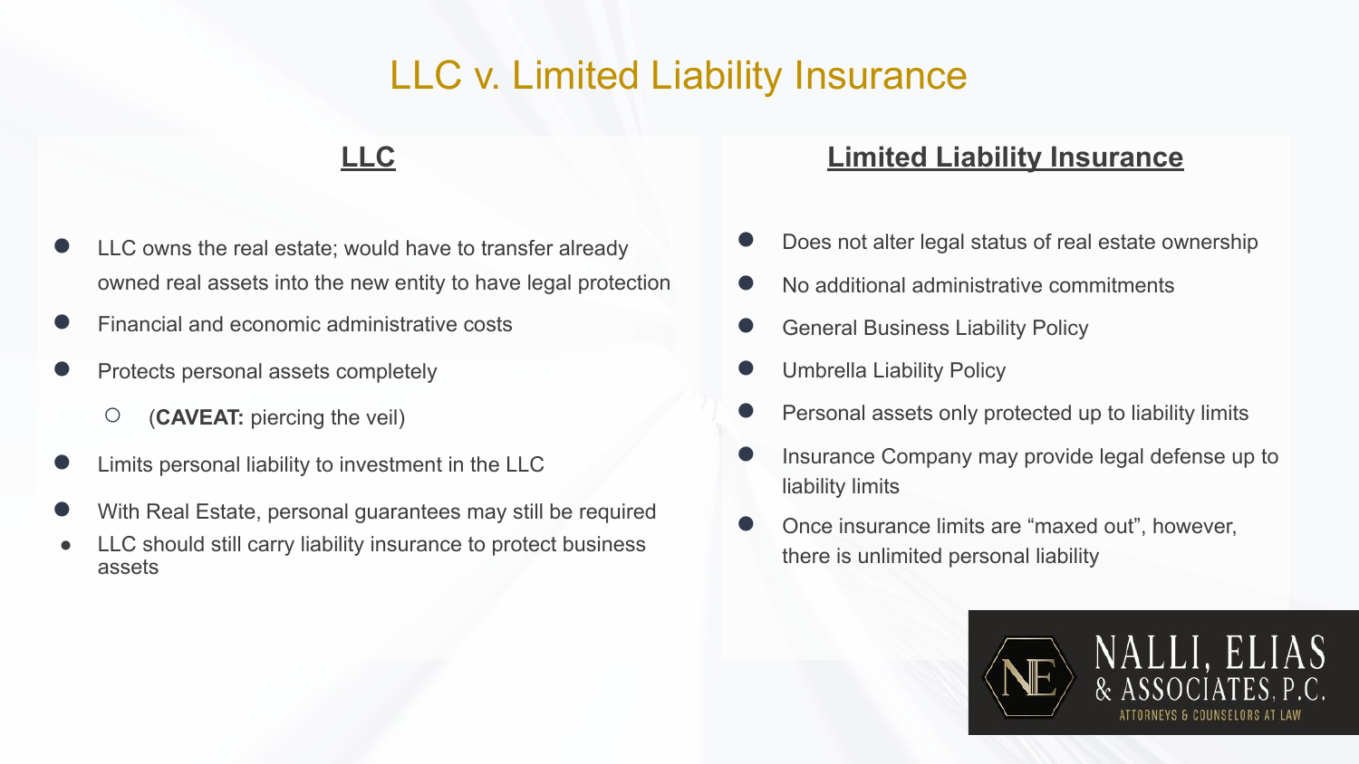# LLC v. Limited Liability Insurance

## LLC

- LLC owns the real estate; would have to transfer already owned real assets into the new entity to have legal protection
- Financial and economic administrative costs
- Protects personal assets completely
  - (**CAVEAT:** piercing the veil)
- Limits personal liability to investment in the LLC
- With Real Estate, personal guarantees may still be required
- LLC should still carry liability insurance to protect business assets

## Limited Liability Insurance

- Does not alter legal status of real estate ownership
- No additional administrative commitments
- General Business Liability Policy
- Umbrella Liability Policy
- Personal assets only protected up to liability limits
- Insurance Company may provide legal defense up to liability limits
- Once insurance limits are "maxed out", however, there is unlimited personal liability

NALLI, ELIAS & ASSOCIATES, P.C.
ATTORNEYS & COUNSELORS AT LAW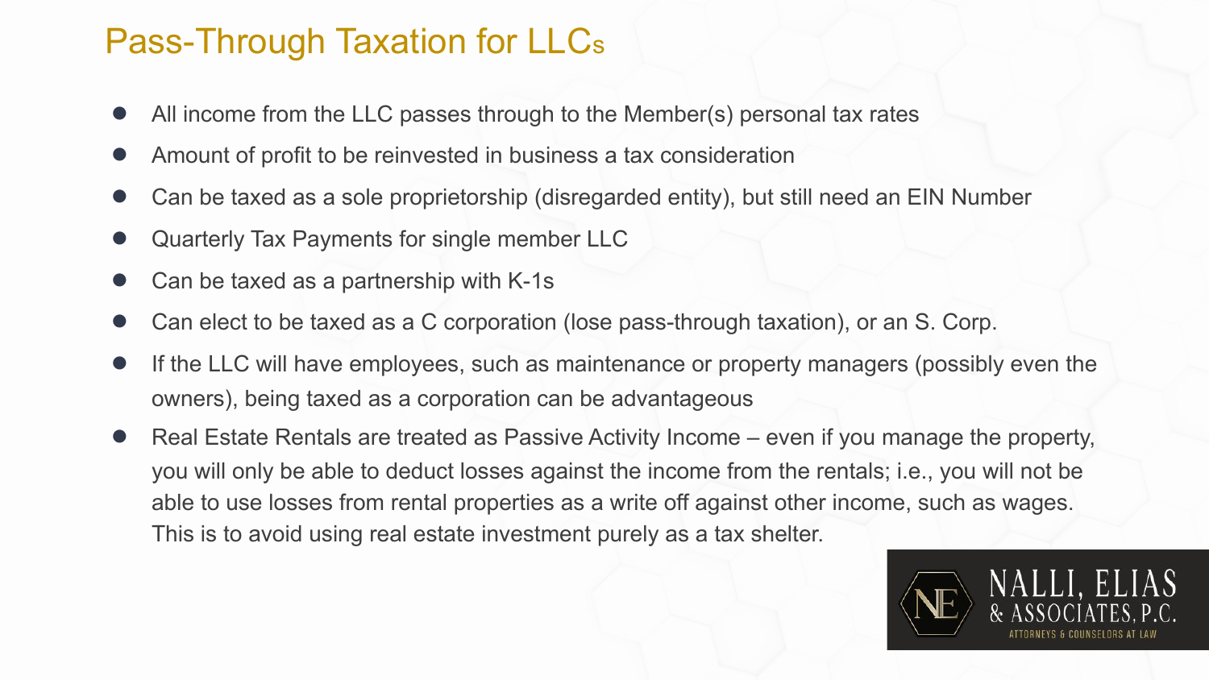# Pass-Through Taxation for LLCs

- All income from the LLC passes through to the Member(s) personal tax rates
- Amount of profit to be reinvested in business a tax consideration
- Can be taxed as a sole proprietorship (disregarded entity), but still need an EIN Number
- Quarterly Tax Payments for single member LLC
- Can be taxed as a partnership with K-1s
- Can elect to be taxed as a C corporation (lose pass-through taxation), or an S. Corp.
- If the LLC will have employees, such as maintenance or property managers (possibly even the owners), being taxed as a corporation can be advantageous
- Real Estate Rentals are treated as Passive Activity Income – even if you manage the property, you will only be able to deduct losses against the income from the rentals; i.e., you will not be able to use losses from rental properties as a write off against other income, such as wages. This is to avoid using real estate investment purely as a tax shelter.

NALLI, ELIAS & ASSOCIATES, P.C.
ATTORNEYS & COUNSELORS AT LAW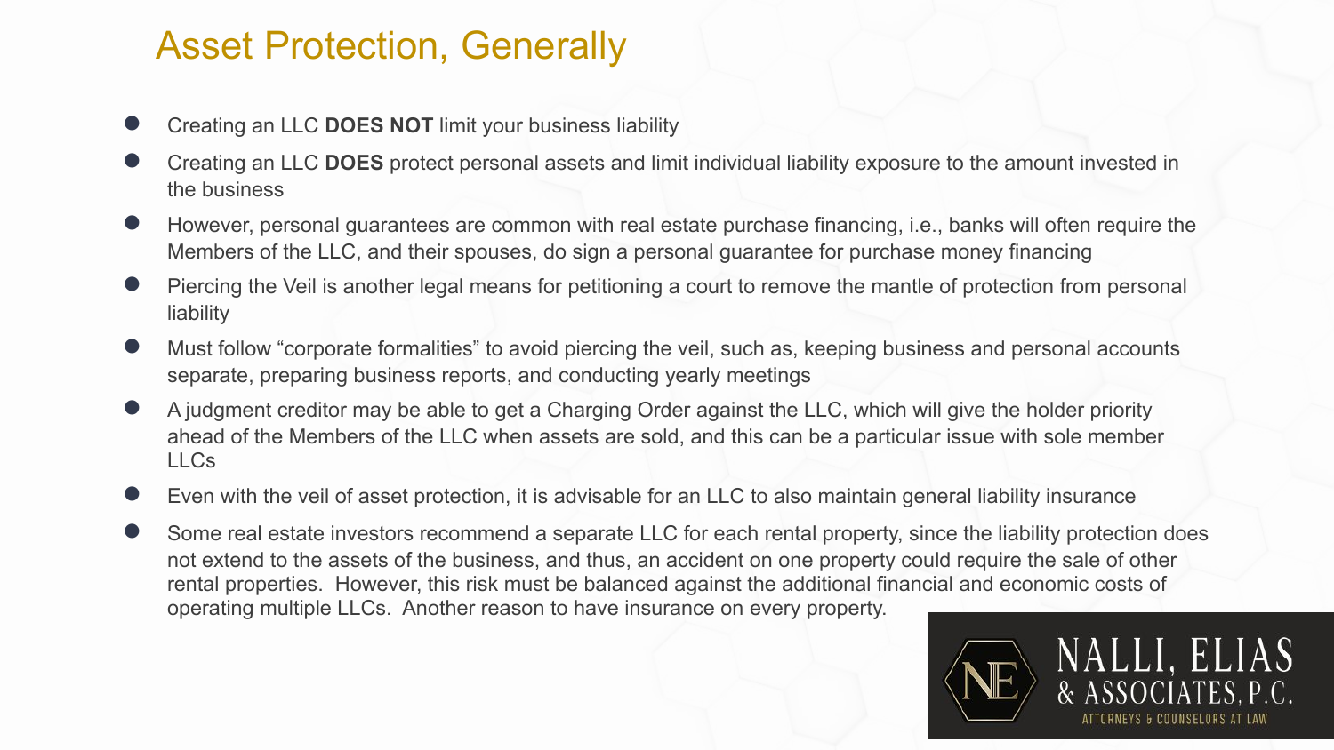# Asset Protection, Generally

- Creating an LLC **DOES NOT** limit your business liability
- Creating an LLC **DOES** protect personal assets and limit individual liability exposure to the amount invested in the business
- However, personal guarantees are common with real estate purchase financing, i.e., banks will often require the Members of the LLC, and their spouses, do sign a personal guarantee for purchase money financing
- Piercing the Veil is another legal means for petitioning a court to remove the mantle of protection from personal liability
- Must follow "corporate formalities" to avoid piercing the veil, such as, keeping business and personal accounts separate, preparing business reports, and conducting yearly meetings
- A judgment creditor may be able to get a Charging Order against the LLC, which will give the holder priority ahead of the Members of the LLC when assets are sold, and this can be a particular issue with sole member LLCs
- Even with the veil of asset protection, it is advisable for an LLC to also maintain general liability insurance
- Some real estate investors recommend a separate LLC for each rental property, since the liability protection does not extend to the assets of the business, and thus, an accident on one property could require the sale of other rental properties. However, this risk must be balanced against the additional financial and economic costs of operating multiple LLCs. Another reason to have insurance on every property.

NALLI, ELIAS & ASSOCIATES, P.C.
ATTORNEYS & COUNSELORS AT LAW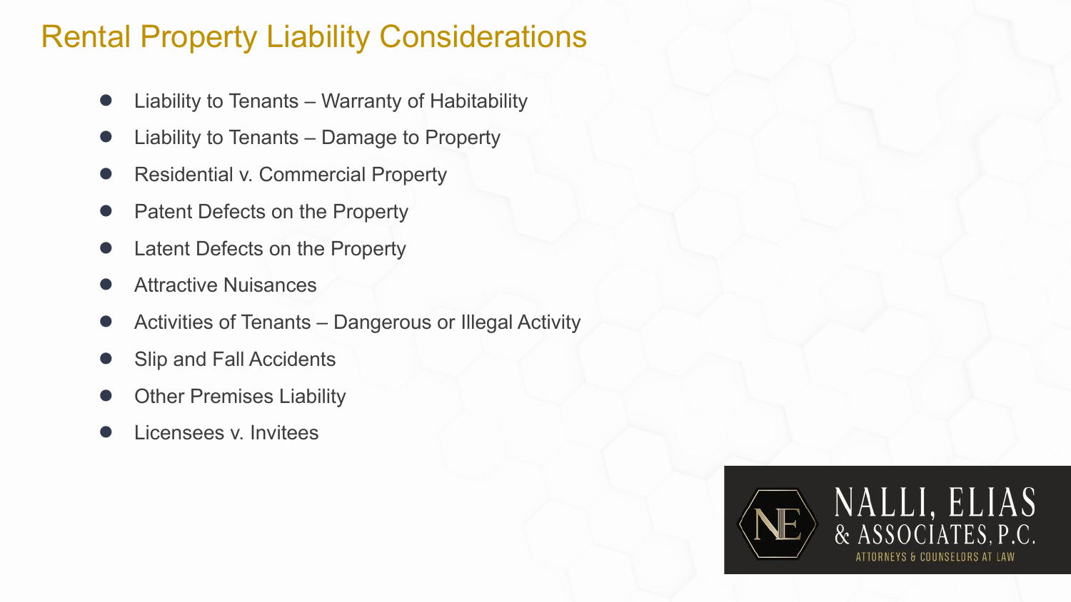# Rental Property Liability Considerations

- Liability to Tenants – Warranty of Habitability
- Liability to Tenants – Damage to Property
- Residential v. Commercial Property
- Patent Defects on the Property
- Latent Defects on the Property
- Attractive Nuisances
- Activities of Tenants – Dangerous or Illegal Activity
- Slip and Fall Accidents
- Other Premises Liability
- Licensees v. Invitees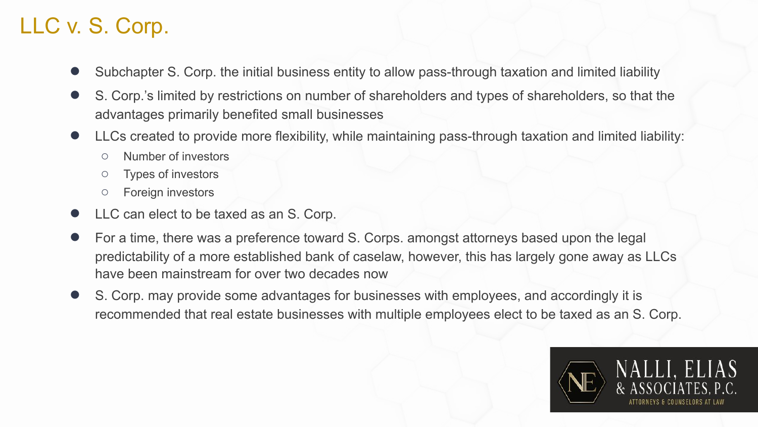# LLC v. S. Corp.

- Subchapter S. Corp. the initial business entity to allow pass-through taxation and limited liability
- S. Corp.'s limited by restrictions on number of shareholders and types of shareholders, so that the advantages primarily benefited small businesses
- LLCs created to provide more flexibility, while maintaining pass-through taxation and limited liability:
  - Number of investors
  - Types of investors
  - Foreign investors
- LLC can elect to be taxed as an S. Corp.
- For a time, there was a preference toward S. Corps. amongst attorneys based upon the legal predictability of a more established bank of caselaw, however, this has largely gone away as LLCs have been mainstream for over two decades now
- S. Corp. may provide some advantages for businesses with employees, and accordingly it is recommended that real estate businesses with multiple employees elect to be taxed as an S. Corp.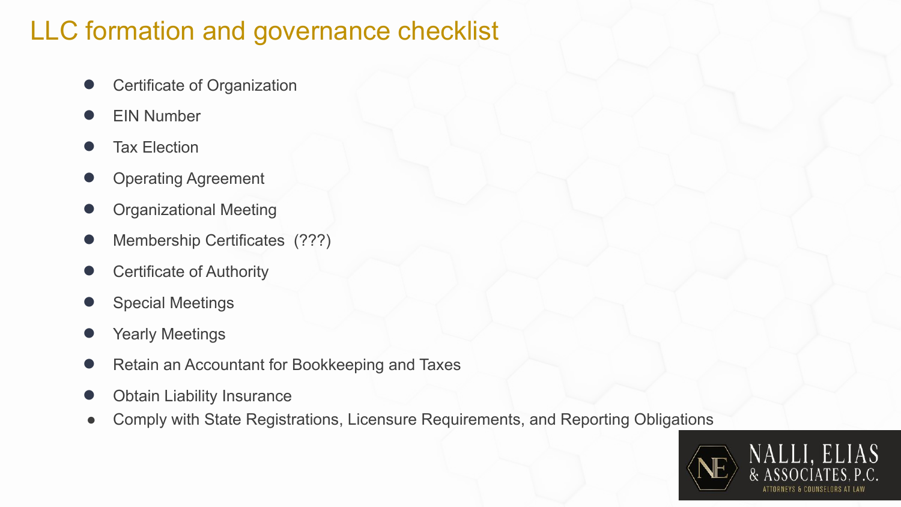# LLC formation and governance checklist

- Certificate of Organization
- EIN Number
- Tax Election
- Operating Agreement
- Organizational Meeting
- Membership Certificates (???)
- Certificate of Authority
- Special Meetings
- Yearly Meetings
- Retain an Accountant for Bookkeeping and Taxes
- Obtain Liability Insurance
- Comply with State Registrations, Licensure Requirements, and Reporting Obligations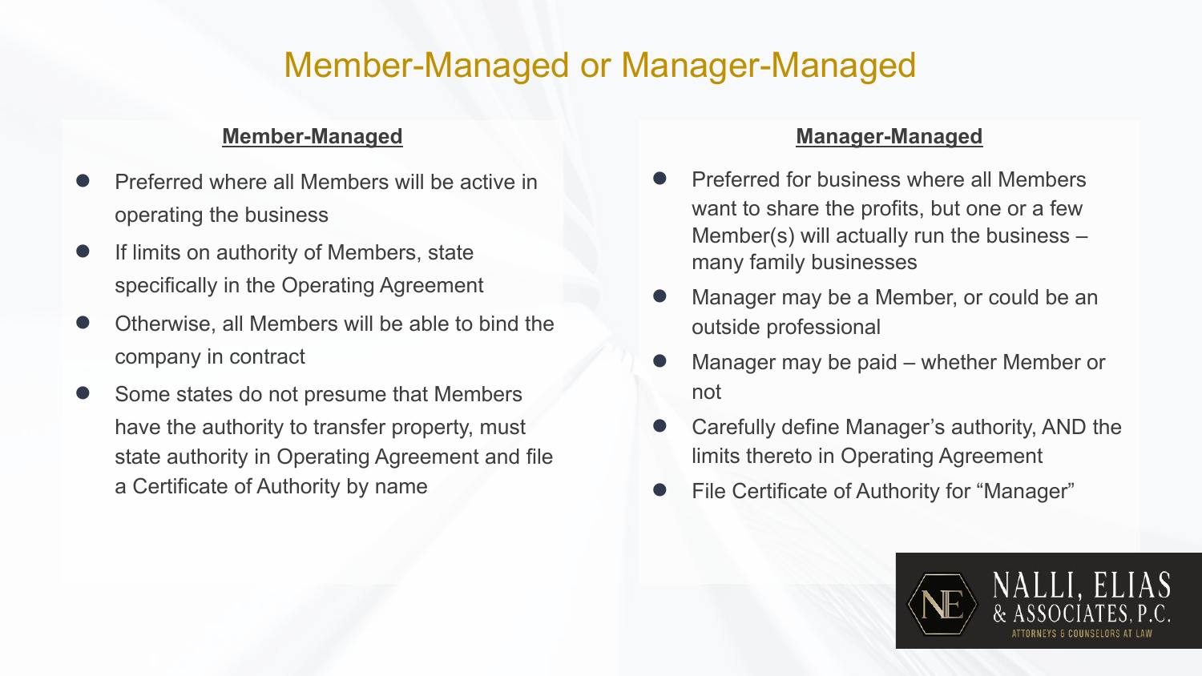# Member-Managed or Manager-Managed

### Member-Managed

- Preferred where all Members will be active in operating the business
- If limits on authority of Members, state specifically in the Operating Agreement
- Otherwise, all Members will be able to bind the company in contract
- Some states do not presume that Members have the authority to transfer property, must state authority in Operating Agreement and file a Certificate of Authority by name

### Manager-Managed

- Preferred for business where all Members want to share the profits, but one or a few Member(s) will actually run the business – many family businesses
- Manager may be a Member, or could be an outside professional
- Manager may be paid – whether Member or not
- Carefully define Manager's authority, AND the limits thereto in Operating Agreement
- File Certificate of Authority for "Manager"

NALLI, ELIAS & ASSOCIATES, P.C.
ATTORNEYS & COUNSELORS AT LAW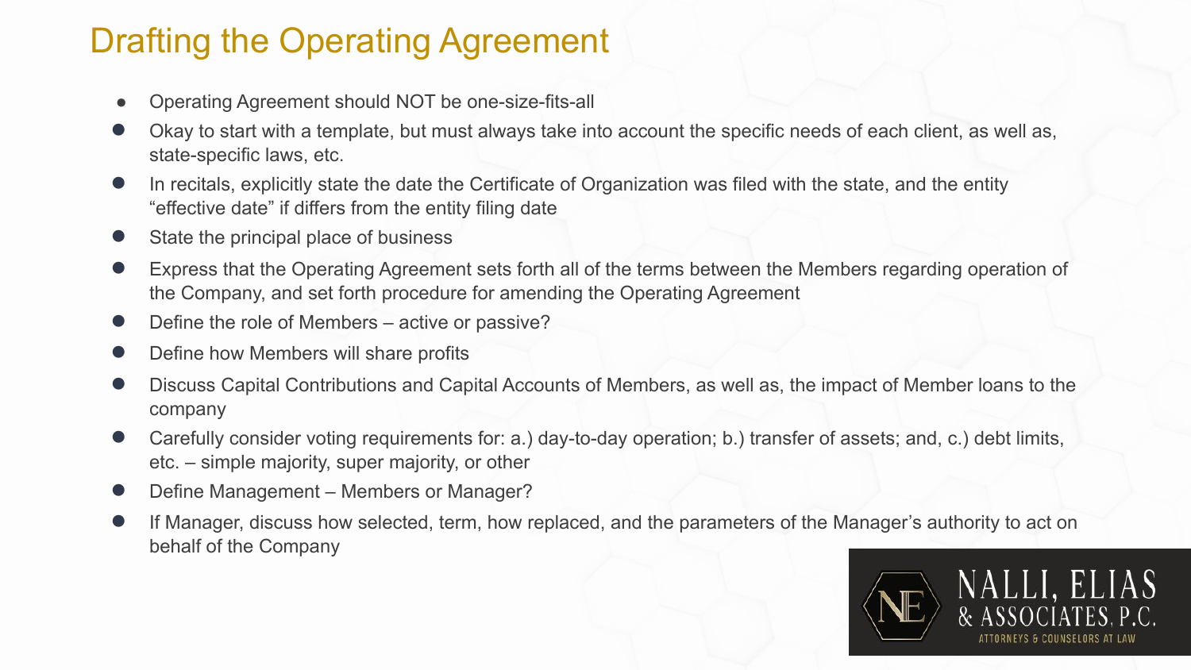# Drafting the Operating Agreement

- Operating Agreement should NOT be one-size-fits-all
- Okay to start with a template, but must always take into account the specific needs of each client, as well as, state-specific laws, etc.
- In recitals, explicitly state the date the Certificate of Organization was filed with the state, and the entity "effective date" if differs from the entity filing date
- State the principal place of business
- Express that the Operating Agreement sets forth all of the terms between the Members regarding operation of the Company, and set forth procedure for amending the Operating Agreement
- Define the role of Members – active or passive?
- Define how Members will share profits
- Discuss Capital Contributions and Capital Accounts of Members, as well as, the impact of Member loans to the company
- Carefully consider voting requirements for: a.) day-to-day operation; b.) transfer of assets; and, c.) debt limits, etc. – simple majority, super majority, or other
- Define Management – Members or Manager?
- If Manager, discuss how selected, term, how replaced, and the parameters of the Manager's authority to act on behalf of the Company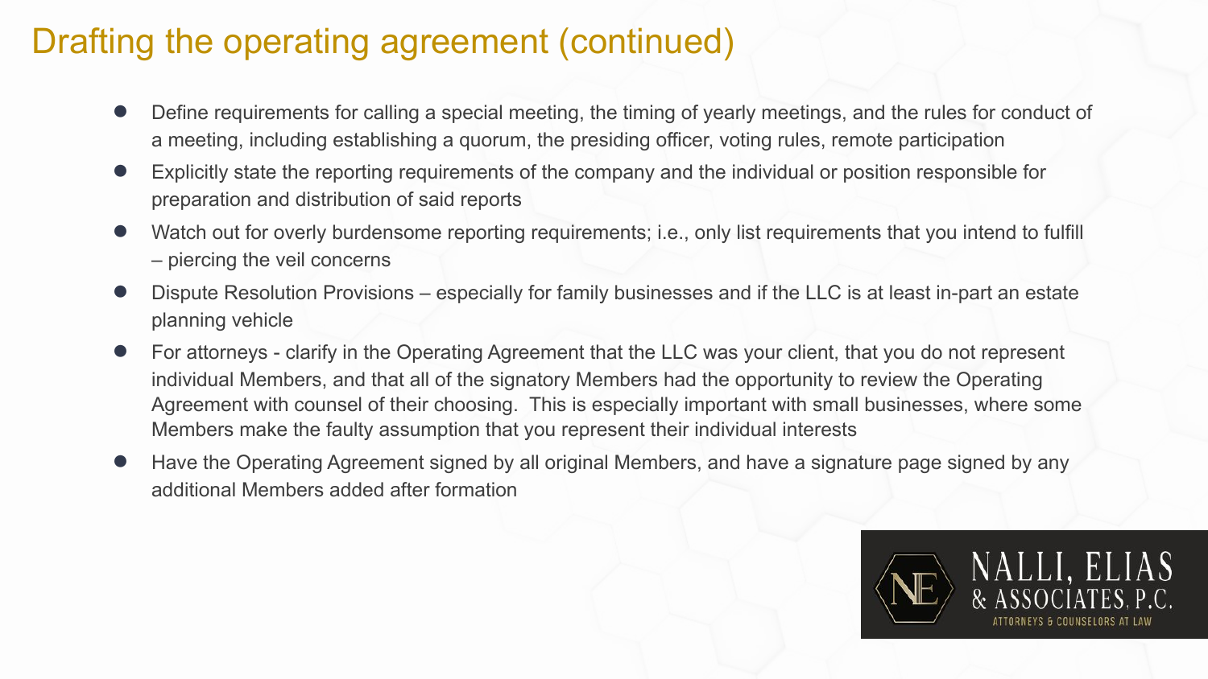# Drafting the operating agreement (continued)

- Define requirements for calling a special meeting, the timing of yearly meetings, and the rules for conduct of a meeting, including establishing a quorum, the presiding officer, voting rules, remote participation
- Explicitly state the reporting requirements of the company and the individual or position responsible for preparation and distribution of said reports
- Watch out for overly burdensome reporting requirements; i.e., only list requirements that you intend to fulfill – piercing the veil concerns
- Dispute Resolution Provisions – especially for family businesses and if the LLC is at least in-part an estate planning vehicle
- For attorneys - clarify in the Operating Agreement that the LLC was your client, that you do not represent individual Members, and that all of the signatory Members had the opportunity to review the Operating Agreement with counsel of their choosing. This is especially important with small businesses, where some Members make the faulty assumption that you represent their individual interests
- Have the Operating Agreement signed by all original Members, and have a signature page signed by any additional Members added after formation

NALLI, ELIAS & ASSOCIATES, P.C.
ATTORNEYS & COUNSELORS AT LAW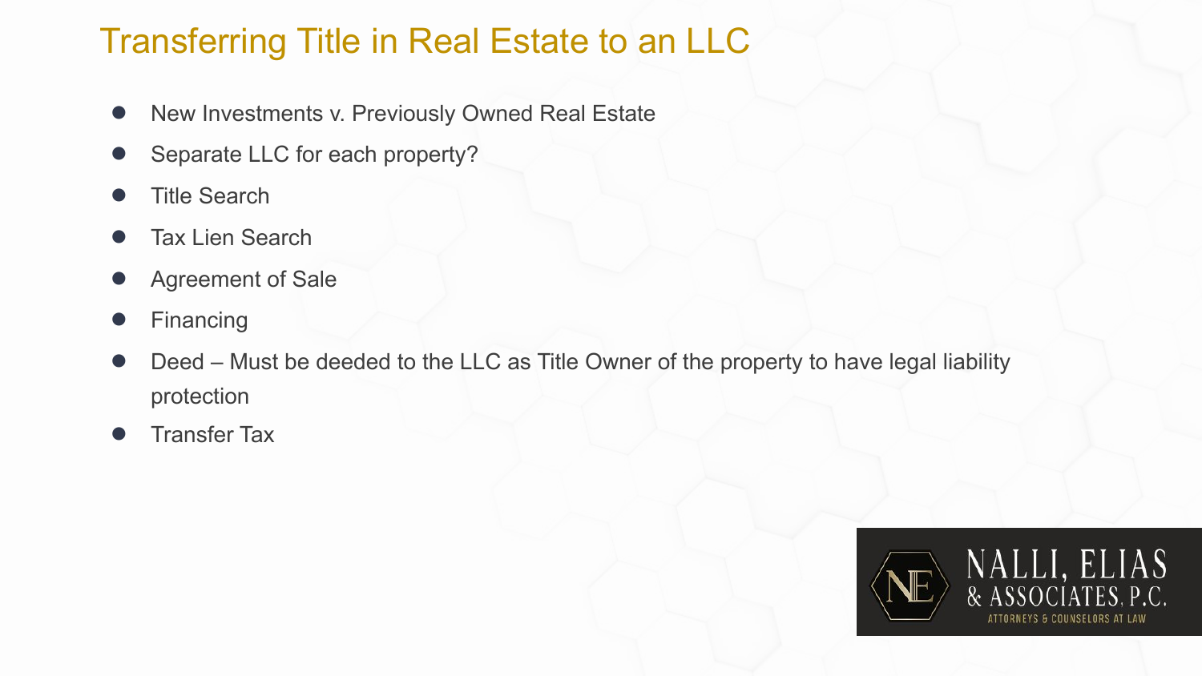# Transferring Title in Real Estate to an LLC

- New Investments v. Previously Owned Real Estate
- Separate LLC for each property?
- Title Search
- Tax Lien Search
- Agreement of Sale
- Financing
- Deed – Must be deeded to the LLC as Title Owner of the property to have legal liability protection
- Transfer Tax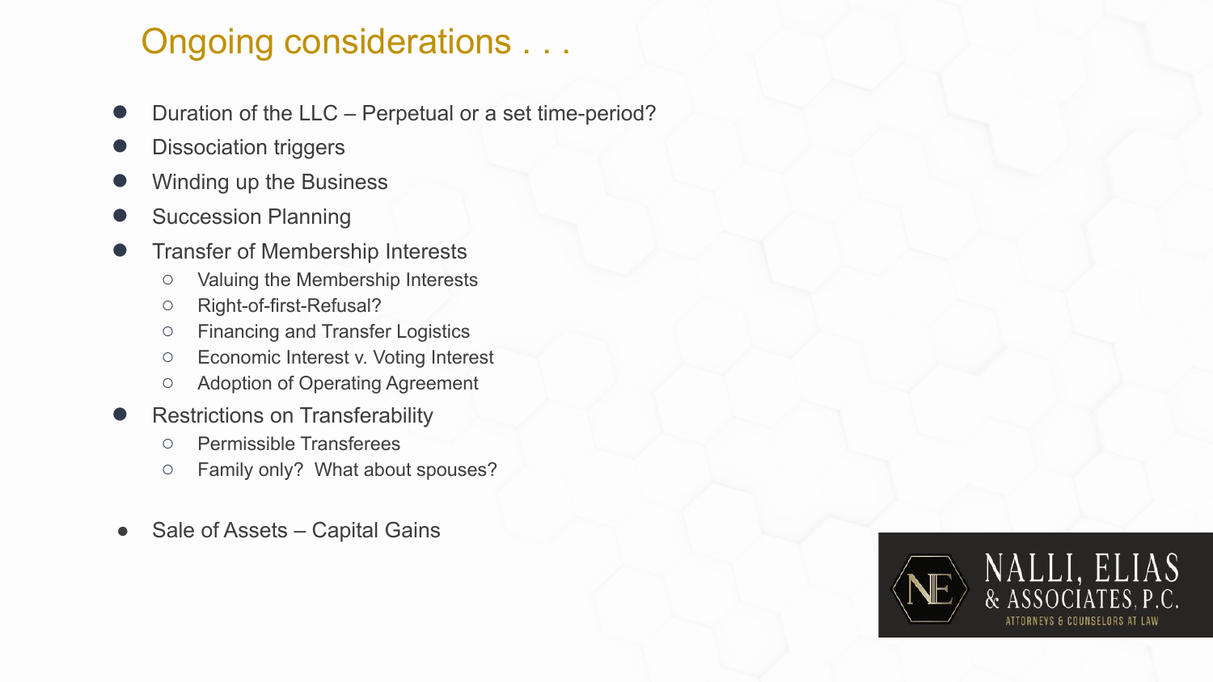# Ongoing considerations . . .

- Duration of the LLC – Perpetual or a set time-period?
- Dissociation triggers
- Winding up the Business
- Succession Planning
- Transfer of Membership Interests
  - Valuing the Membership Interests
  - Right-of-first-Refusal?
  - Financing and Transfer Logistics
  - Economic Interest v. Voting Interest
  - Adoption of Operating Agreement
- Restrictions on Transferability
  - Permissible Transferees
  - Family only? What about spouses?
- Sale of Assets – Capital Gains

NALLI, ELIAS & ASSOCIATES, P.C.
ATTORNEYS & COUNSELORS AT LAW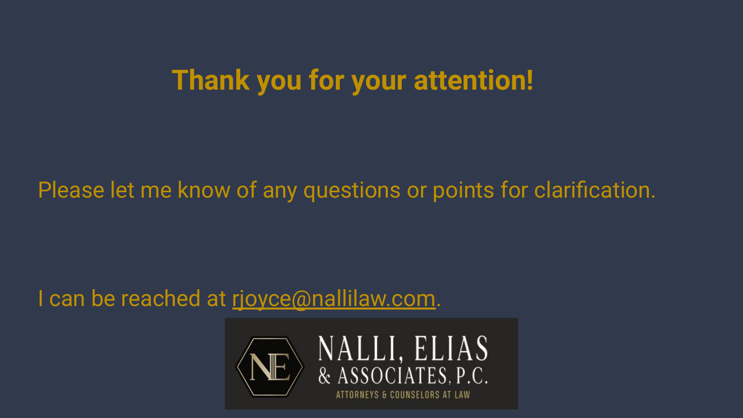# Thank you for your attention!

Please let me know of any questions or points for clarification.

I can be reached at rjoyce@nallilaw.com.

NALLI, ELIAS & ASSOCIATES, P.C.

ATTORNEYS & COUNSELORS AT LAW